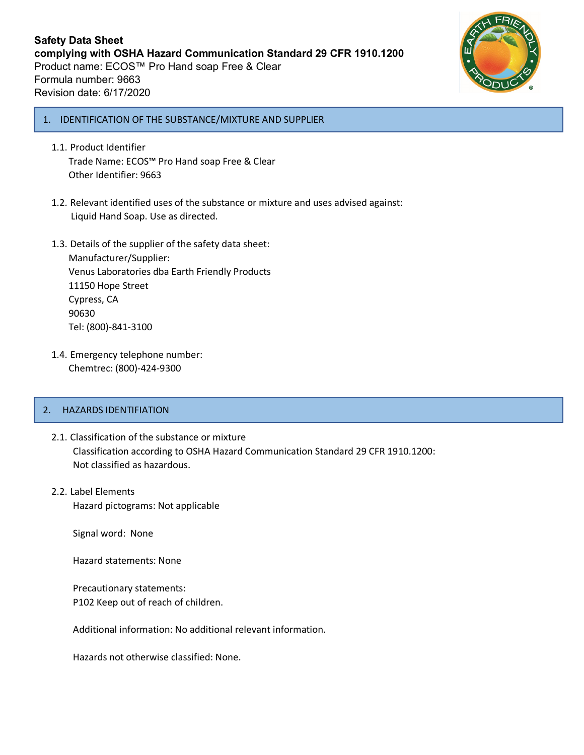**Safety Data Sheet**
**complying with OSHA Hazard Communication Standard 29 CFR 1910.1200**
Product name: ECOS™ Pro Hand soap Free & Clear
Formula number: 9663
Revision date: 6/17/2020

## 1. IDENTIFICATION OF THE SUBSTANCE/MIXTURE AND SUPPLIER

1.1. Product Identifier
Trade Name: ECOS™ Pro Hand soap Free & Clear
Other Identifier: 9663

1.2. Relevant identified uses of the substance or mixture and uses advised against:
Liquid Hand Soap. Use as directed.

1.3. Details of the supplier of the safety data sheet:
Manufacturer/Supplier:
Venus Laboratories dba Earth Friendly Products
11150 Hope Street
Cypress, CA
90630
Tel: (800)-841-3100

1.4. Emergency telephone number:
Chemtrec: (800)-424-9300

## 2. HAZARDS IDENTIFIATION

2.1. Classification of the substance or mixture
Classification according to OSHA Hazard Communication Standard 29 CFR 1910.1200:
Not classified as hazardous.

2.2. Label Elements
Hazard pictograms: Not applicable

Signal word: None

Hazard statements: None

Precautionary statements:
P102 Keep out of reach of children.

Additional information: No additional relevant information.

Hazards not otherwise classified: None.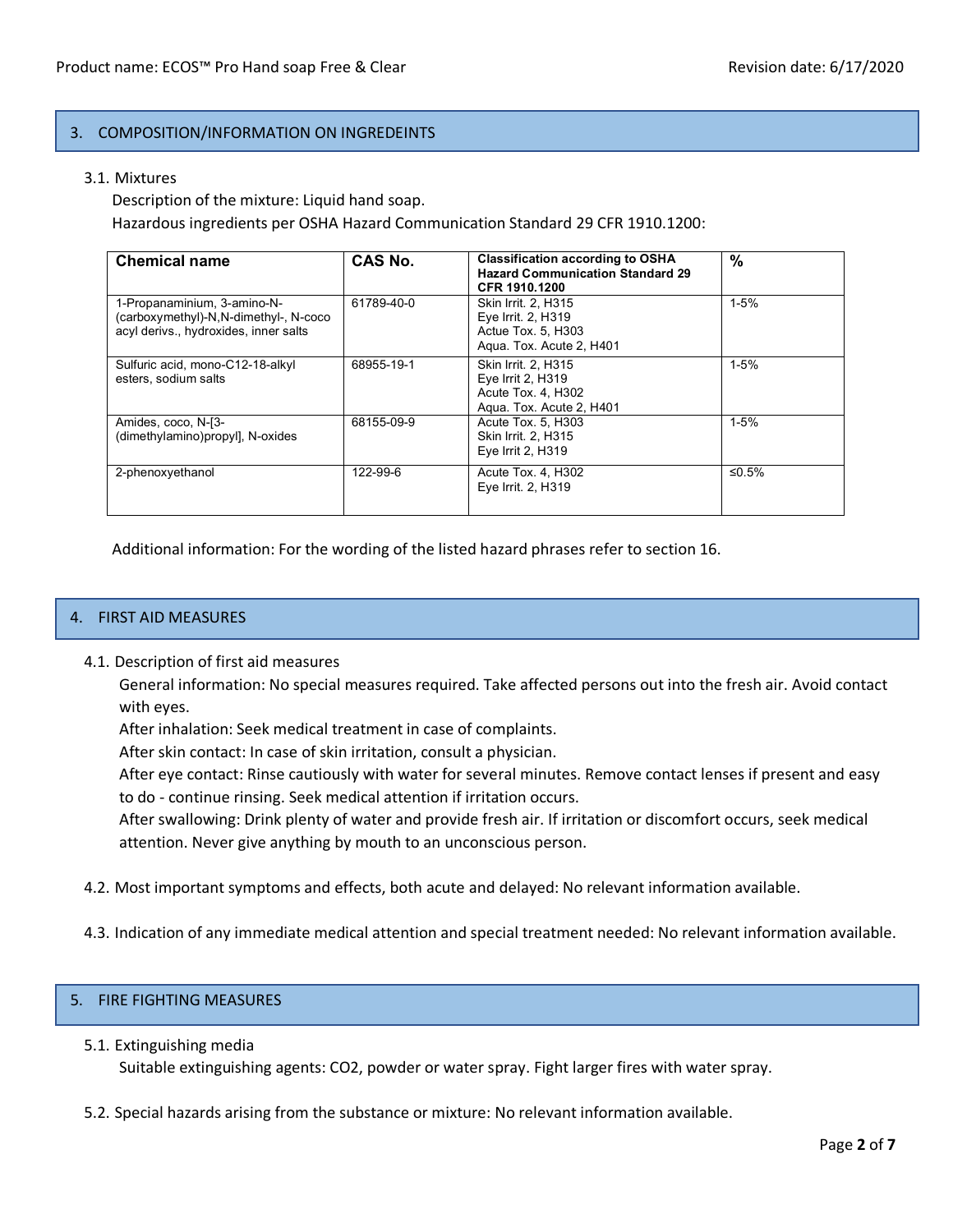## 3. COMPOSITION/INFORMATION ON INGREDEINTS

### 3.1. Mixtures

Description of the mixture: Liquid hand soap.

Hazardous ingredients per OSHA Hazard Communication Standard 29 CFR 1910.1200:

| Chemical name | CAS No. | Classification according to OSHA Hazard Communication Standard 29 CFR 1910.1200 | % |
|---|---|---|---|
| 1-Propanaminium, 3-amino-N-(carboxymethyl)-N,N-dimethyl-, N-coco acyl derivs., hydroxides, inner salts | 61789-40-0 | Skin Irrit. 2, H315<br>Eye Irrit. 2, H319<br>Actue Tox. 5, H303<br>Aqua. Tox. Acute 2, H401 | 1-5% |
| Sulfuric acid, mono-C12-18-alkyl esters, sodium salts | 68955-19-1 | Skin Irrit. 2, H315<br>Eye Irrit 2, H319<br>Acute Tox. 4, H302<br>Aqua. Tox. Acute 2, H401 | 1-5% |
| Amides, coco, N-[3-(dimethylamino)propyl], N-oxides | 68155-09-9 | Acute Tox. 5, H303<br>Skin Irrit. 2, H315<br>Eye Irrit 2, H319 | 1-5% |
| 2-phenoxyethanol | 122-99-6 | Acute Tox. 4, H302<br>Eye Irrit. 2, H319 | ≤0.5% |

Additional information: For the wording of the listed hazard phrases refer to section 16.

## 4. FIRST AID MEASURES

### 4.1. Description of first aid measures

General information: No special measures required. Take affected persons out into the fresh air. Avoid contact with eyes.

After inhalation: Seek medical treatment in case of complaints.

After skin contact: In case of skin irritation, consult a physician.

After eye contact: Rinse cautiously with water for several minutes. Remove contact lenses if present and easy to do - continue rinsing. Seek medical attention if irritation occurs.

After swallowing: Drink plenty of water and provide fresh air. If irritation or discomfort occurs, seek medical attention. Never give anything by mouth to an unconscious person.

4.2. Most important symptoms and effects, both acute and delayed: No relevant information available.

4.3. Indication of any immediate medical attention and special treatment needed: No relevant information available.

## 5. FIRE FIGHTING MEASURES

### 5.1. Extinguishing media

Suitable extinguishing agents: $CO_2$, powder or water spray. Fight larger fires with water spray.

5.2. Special hazards arising from the substance or mixture: No relevant information available.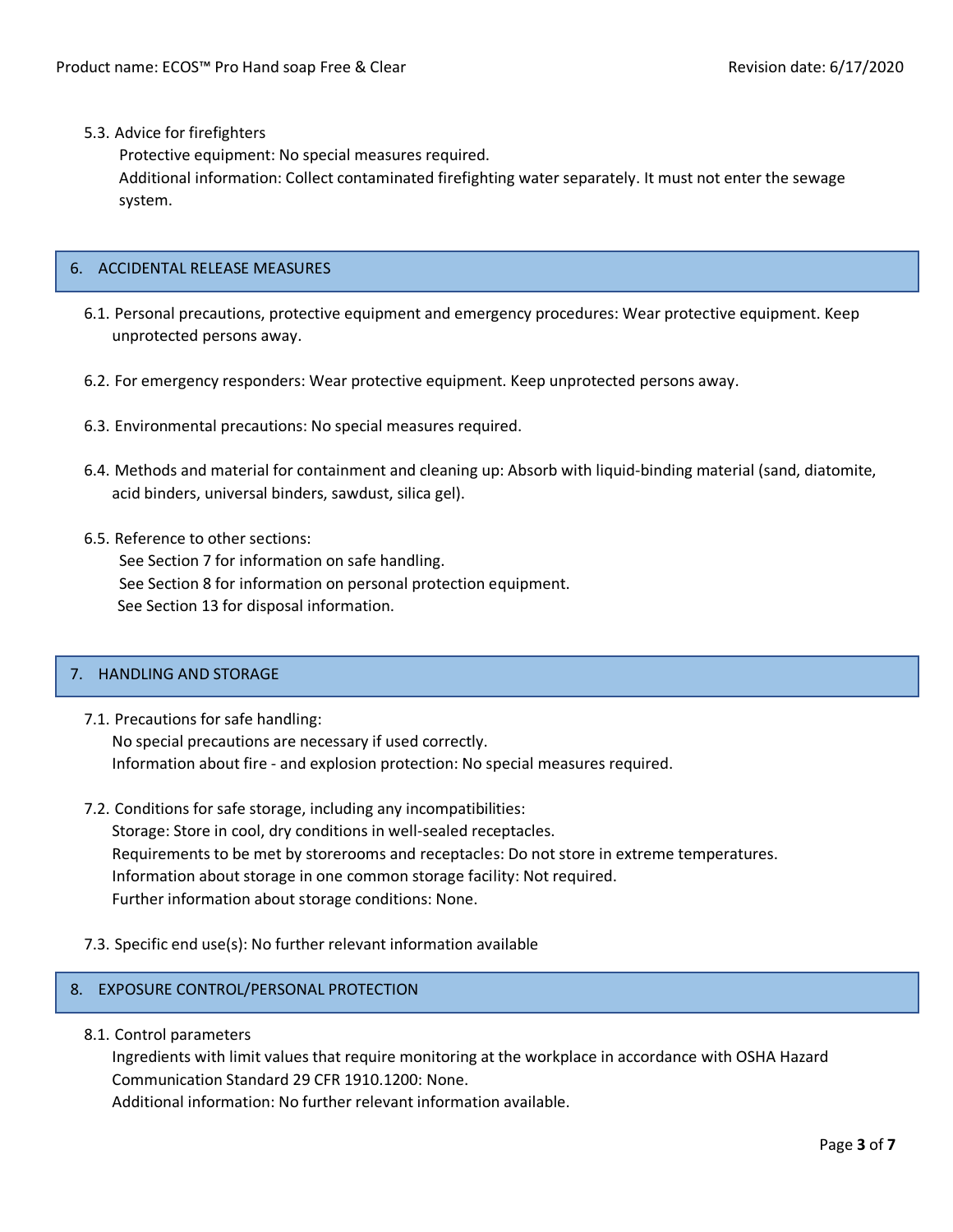5.3. Advice for firefighters

Protective equipment: No special measures required.

Additional information: Collect contaminated firefighting water separately. It must not enter the sewage system.

## 6. ACCIDENTAL RELEASE MEASURES

6.1. Personal precautions, protective equipment and emergency procedures: Wear protective equipment. Keep unprotected persons away.

6.2. For emergency responders: Wear protective equipment. Keep unprotected persons away.

6.3. Environmental precautions: No special measures required.

6.4. Methods and material for containment and cleaning up: Absorb with liquid-binding material (sand, diatomite, acid binders, universal binders, sawdust, silica gel).

6.5. Reference to other sections:

See Section 7 for information on safe handling.

See Section 8 for information on personal protection equipment.

See Section 13 for disposal information.

## 7. HANDLING AND STORAGE

7.1. Precautions for safe handling:

No special precautions are necessary if used correctly.

Information about fire - and explosion protection: No special measures required.

7.2. Conditions for safe storage, including any incompatibilities:

Storage: Store in cool, dry conditions in well-sealed receptacles.

Requirements to be met by storerooms and receptacles: Do not store in extreme temperatures.

Information about storage in one common storage facility: Not required.

Further information about storage conditions: None.

7.3. Specific end use(s): No further relevant information available

## 8. EXPOSURE CONTROL/PERSONAL PROTECTION

8.1. Control parameters

Ingredients with limit values that require monitoring at the workplace in accordance with OSHA Hazard Communication Standard 29 CFR 1910.1200: None.

Additional information: No further relevant information available.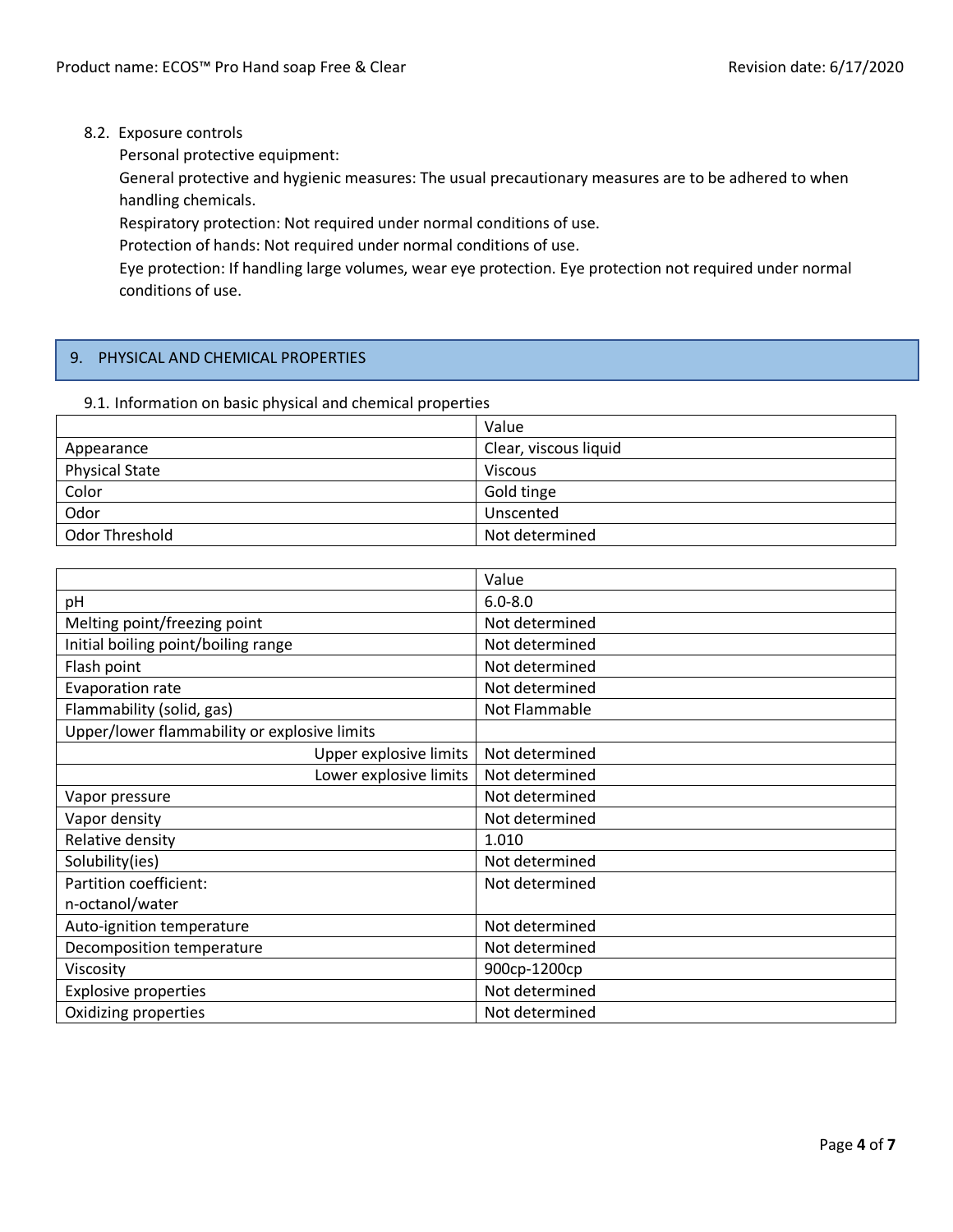8.2. Exposure controls

Personal protective equipment:

General protective and hygienic measures: The usual precautionary measures are to be adhered to when handling chemicals.

Respiratory protection: Not required under normal conditions of use.

Protection of hands: Not required under normal conditions of use.

Eye protection: If handling large volumes, wear eye protection. Eye protection not required under normal conditions of use.

## 9. PHYSICAL AND CHEMICAL PROPERTIES

9.1. Information on basic physical and chemical properties

| | Value |
|---|---|
| Appearance | Clear, viscous liquid |
| Physical State | Viscous |
| Color | Gold tinge |
| Odor | Unscented |
| Odor Threshold | Not determined |

| | Value |
|---|---|
| pH | 6.0-8.0 |
| Melting point/freezing point | Not determined |
| Initial boiling point/boiling range | Not determined |
| Flash point | Not determined |
| Evaporation rate | Not determined |
| Flammability (solid, gas) | Not Flammable |
| Upper/lower flammability or explosive limits | |
| Upper explosive limits | Not determined |
| Lower explosive limits | Not determined |
| Vapor pressure | Not determined |
| Vapor density | Not determined |
| Relative density | 1.010 |
| Solubility(ies) | Not determined |
| Partition coefficient: n-octanol/water | Not determined |
| Auto-ignition temperature | Not determined |
| Decomposition temperature | Not determined |
| Viscosity | 900cp-1200cp |
| Explosive properties | Not determined |
| Oxidizing properties | Not determined |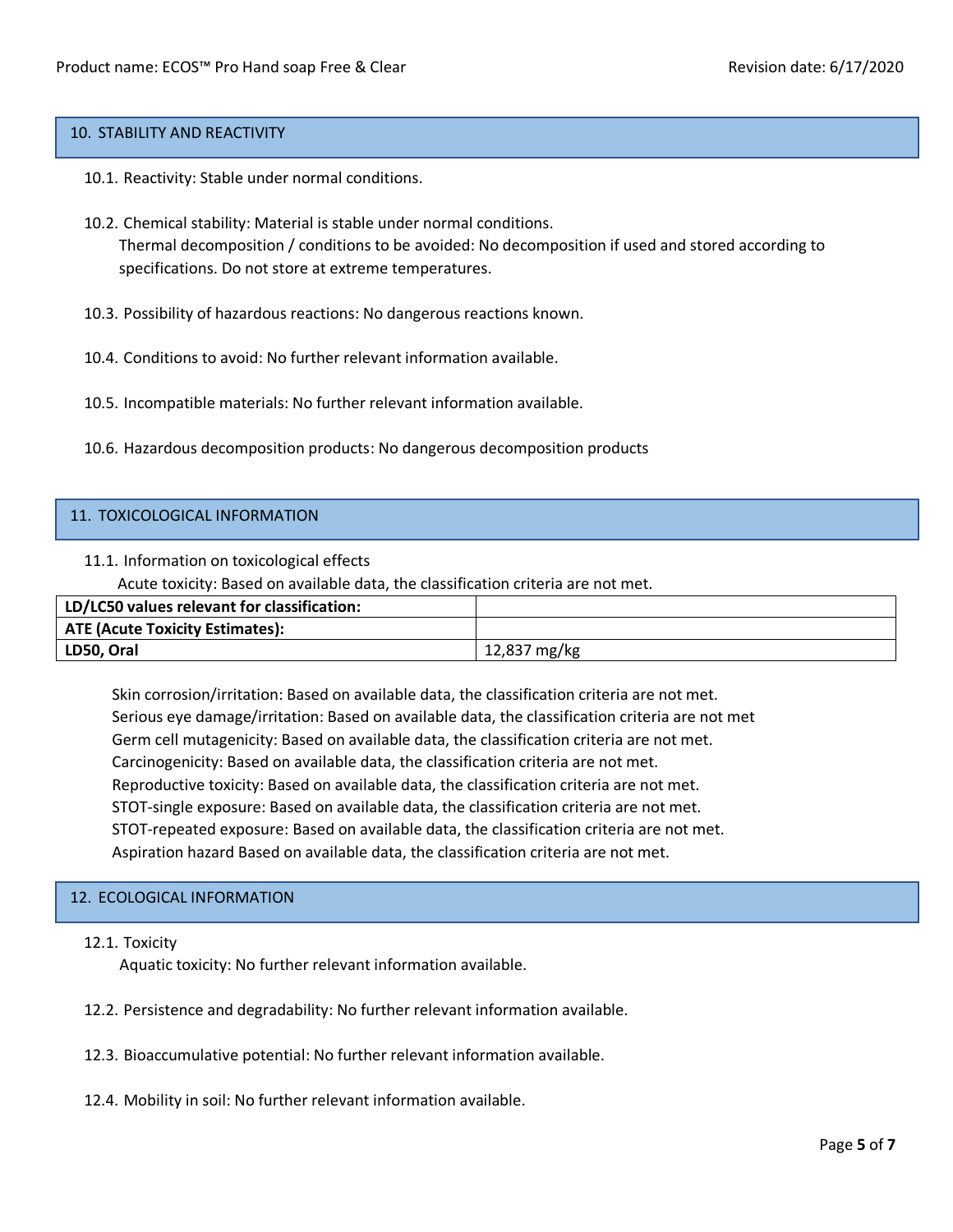## 10. STABILITY AND REACTIVITY

10.1. Reactivity: Stable under normal conditions.

10.2. Chemical stability: Material is stable under normal conditions.
Thermal decomposition / conditions to be avoided: No decomposition if used and stored according to specifications. Do not store at extreme temperatures.

10.3. Possibility of hazardous reactions: No dangerous reactions known.

10.4. Conditions to avoid: No further relevant information available.

10.5. Incompatible materials: No further relevant information available.

10.6. Hazardous decomposition products: No dangerous decomposition products

## 11. TOXICOLOGICAL INFORMATION

11.1. Information on toxicological effects

Acute toxicity: Based on available data, the classification criteria are not met.

| | |
|---|---|
| **LD/LC50 values relevant for classification:** | |
| **ATE (Acute Toxicity Estimates):** | |
| **LD50, Oral** | 12,837 mg/kg |

Skin corrosion/irritation: Based on available data, the classification criteria are not met.
Serious eye damage/irritation: Based on available data, the classification criteria are not met
Germ cell mutagenicity: Based on available data, the classification criteria are not met.
Carcinogenicity: Based on available data, the classification criteria are not met.
Reproductive toxicity: Based on available data, the classification criteria are not met.
STOT-single exposure: Based on available data, the classification criteria are not met.
STOT-repeated exposure: Based on available data, the classification criteria are not met.
Aspiration hazard Based on available data, the classification criteria are not met.

## 12. ECOLOGICAL INFORMATION

12.1. Toxicity
Aquatic toxicity: No further relevant information available.

12.2. Persistence and degradability: No further relevant information available.

12.3. Bioaccumulative potential: No further relevant information available.

12.4. Mobility in soil: No further relevant information available.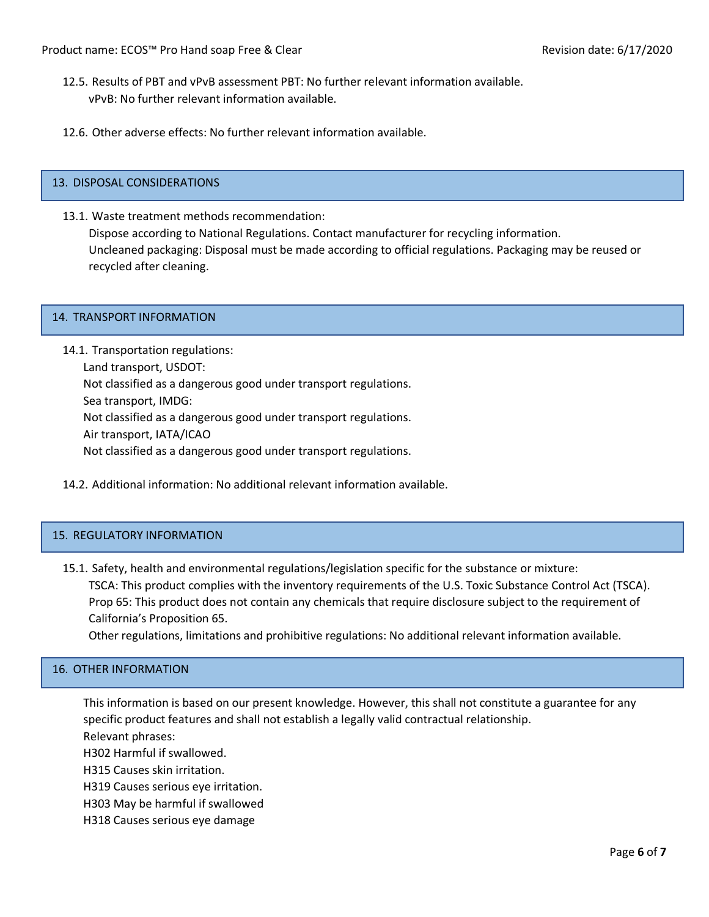12.5. Results of PBT and vPvB assessment PBT: No further relevant information available.
vPvB: No further relevant information available.

12.6. Other adverse effects: No further relevant information available.

## 13. DISPOSAL CONSIDERATIONS

13.1. Waste treatment methods recommendation:
Dispose according to National Regulations. Contact manufacturer for recycling information.
Uncleaned packaging: Disposal must be made according to official regulations. Packaging may be reused or recycled after cleaning.

## 14. TRANSPORT INFORMATION

14.1. Transportation regulations:
Land transport, USDOT:
Not classified as a dangerous good under transport regulations.
Sea transport, IMDG:
Not classified as a dangerous good under transport regulations.
Air transport, IATA/ICAO
Not classified as a dangerous good under transport regulations.

14.2. Additional information: No additional relevant information available.

## 15. REGULATORY INFORMATION

15.1. Safety, health and environmental regulations/legislation specific for the substance or mixture:
TSCA: This product complies with the inventory requirements of the U.S. Toxic Substance Control Act (TSCA).
Prop 65: This product does not contain any chemicals that require disclosure subject to the requirement of California's Proposition 65.
Other regulations, limitations and prohibitive regulations: No additional relevant information available.

## 16. OTHER INFORMATION

This information is based on our present knowledge. However, this shall not constitute a guarantee for any specific product features and shall not establish a legally valid contractual relationship.
Relevant phrases:
H302 Harmful if swallowed.
H315 Causes skin irritation.
H319 Causes serious eye irritation.
H303 May be harmful if swallowed
H318 Causes serious eye damage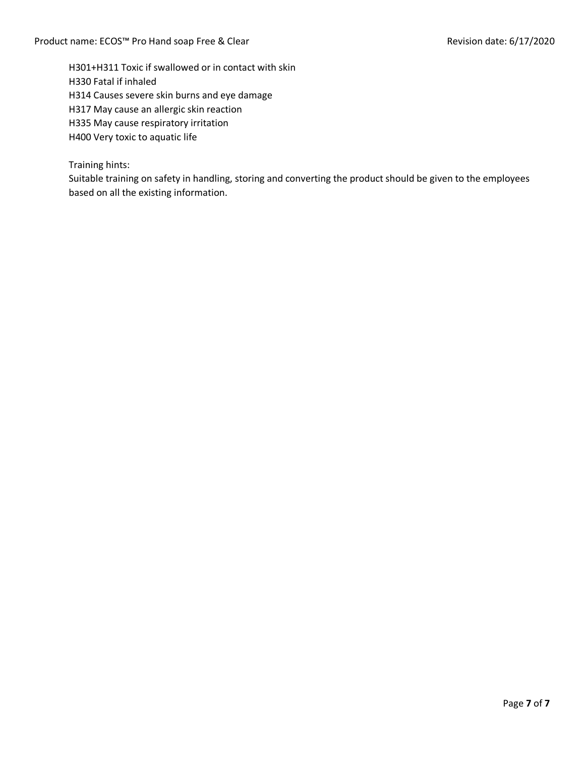H301+H311 Toxic if swallowed or in contact with skin
H330 Fatal if inhaled
H314 Causes severe skin burns and eye damage
H317 May cause an allergic skin reaction
H335 May cause respiratory irritation
H400 Very toxic to aquatic life

Training hints:
Suitable training on safety in handling, storing and converting the product should be given to the employees based on all the existing information.